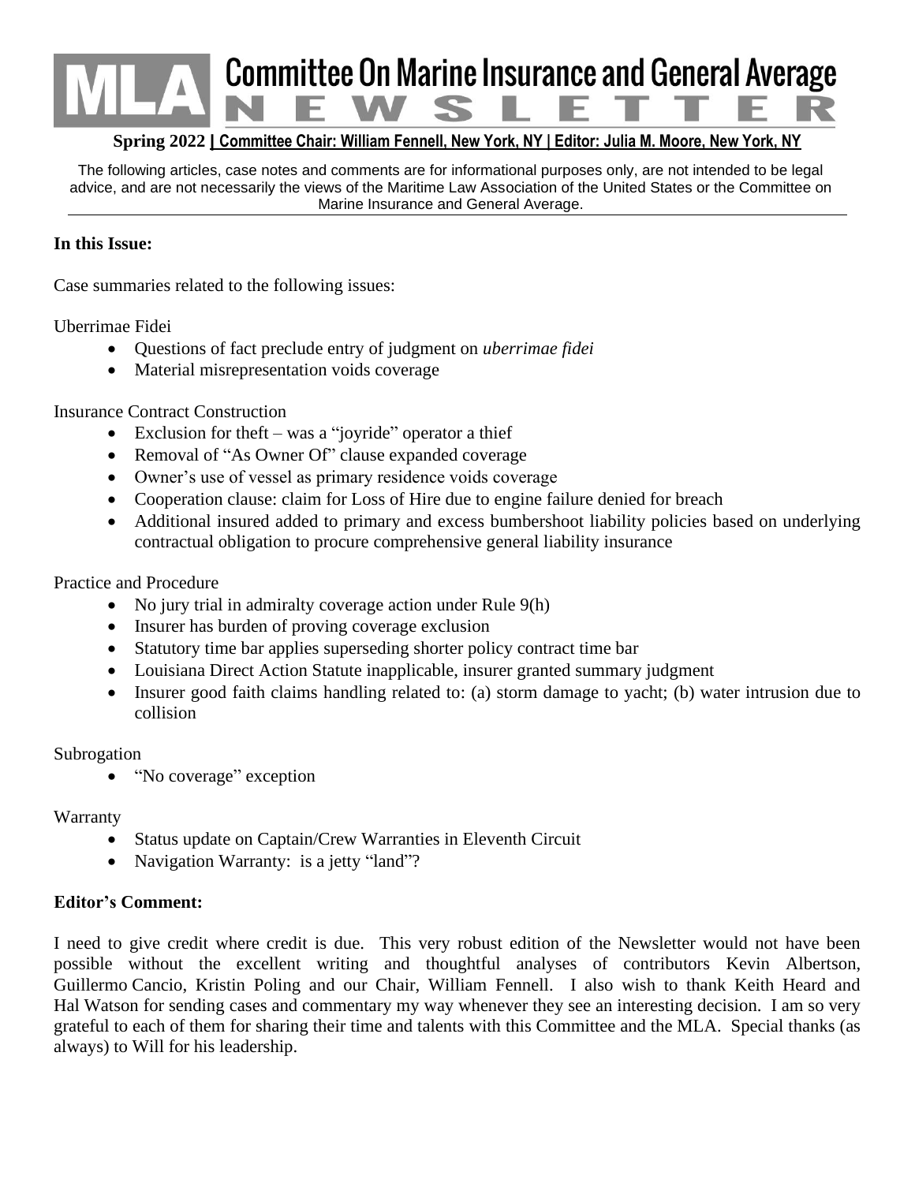# MLA Committee On Marine Insurance and General Average NEWSLETTER

**Spring 2022 | Committee Chair: William Fennell, New York, NY | Editor: Julia M. Moore, New York, NY**

The following articles, case notes and comments are for informational purposes only, are not intended to be legal advice, and are not necessarily the views of the Maritime Law Association of the United States or the Committee on Marine Insurance and General Average.

---

**In this Issue:**

Case summaries related to the following issues:

Uberrimae Fidei

- Questions of fact preclude entry of judgment on *uberrimae fidei*
- Material misrepresentation voids coverage

Insurance Contract Construction

- Exclusion for theft – was a "joyride" operator a thief
- Removal of "As Owner Of" clause expanded coverage
- Owner's use of vessel as primary residence voids coverage
- Cooperation clause: claim for Loss of Hire due to engine failure denied for breach
- Additional insured added to primary and excess bumbershoot liability policies based on underlying contractual obligation to procure comprehensive general liability insurance

Practice and Procedure

- No jury trial in admiralty coverage action under Rule 9(h)
- Insurer has burden of proving coverage exclusion
- Statutory time bar applies superseding shorter policy contract time bar
- Louisiana Direct Action Statute inapplicable, insurer granted summary judgment
- Insurer good faith claims handling related to: (a) storm damage to yacht; (b) water intrusion due to collision

Subrogation

- "No coverage" exception

Warranty

- Status update on Captain/Crew Warranties in Eleventh Circuit
- Navigation Warranty: is a jetty "land"?

**Editor's Comment:**

I need to give credit where credit is due. This very robust edition of the Newsletter would not have been possible without the excellent writing and thoughtful analyses of contributors Kevin Albertson, Guillermo Cancio, Kristin Poling and our Chair, William Fennell. I also wish to thank Keith Heard and Hal Watson for sending cases and commentary my way whenever they see an interesting decision. I am so very grateful to each of them for sharing their time and talents with this Committee and the MLA. Special thanks (as always) to Will for his leadership.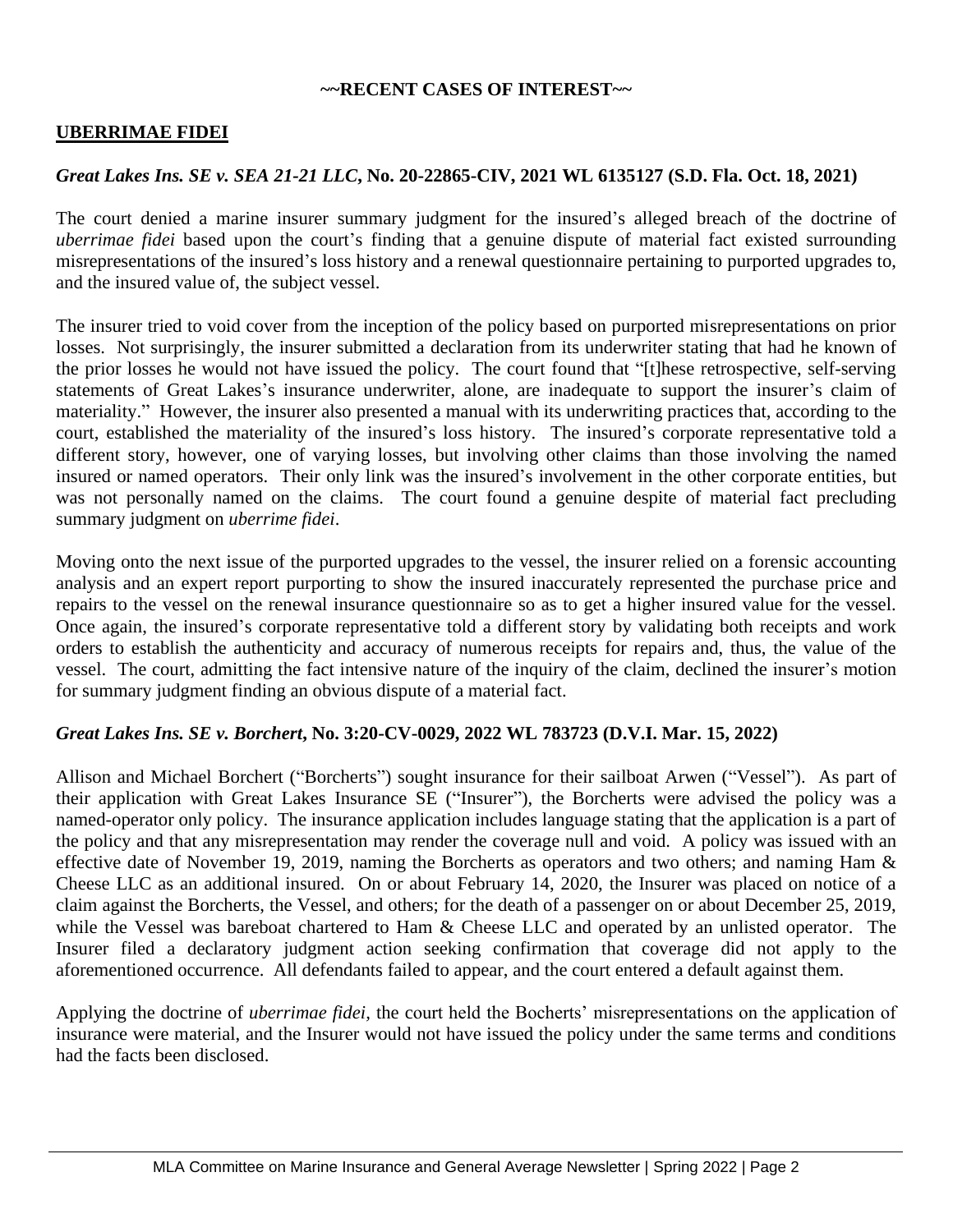**~~RECENT CASES OF INTEREST~~**

## UBERRIMAE FIDEI

### *Great Lakes Ins. SE v. SEA 21-21 LLC*, No. 20-22865-CIV, 2021 WL 6135127 (S.D. Fla. Oct. 18, 2021)

The court denied a marine insurer summary judgment for the insured's alleged breach of the doctrine of *uberrimae fidei* based upon the court's finding that a genuine dispute of material fact existed surrounding misrepresentations of the insured's loss history and a renewal questionnaire pertaining to purported upgrades to, and the insured value of, the subject vessel.

The insurer tried to void cover from the inception of the policy based on purported misrepresentations on prior losses. Not surprisingly, the insurer submitted a declaration from its underwriter stating that had he known of the prior losses he would not have issued the policy. The court found that "[t]hese retrospective, self-serving statements of Great Lakes's insurance underwriter, alone, are inadequate to support the insurer's claim of materiality." However, the insurer also presented a manual with its underwriting practices that, according to the court, established the materiality of the insured's loss history. The insured's corporate representative told a different story, however, one of varying losses, but involving other claims than those involving the named insured or named operators. Their only link was the insured's involvement in the other corporate entities, but was not personally named on the claims. The court found a genuine despite of material fact precluding summary judgment on *uberrime fidei*.

Moving onto the next issue of the purported upgrades to the vessel, the insurer relied on a forensic accounting analysis and an expert report purporting to show the insured inaccurately represented the purchase price and repairs to the vessel on the renewal insurance questionnaire so as to get a higher insured value for the vessel. Once again, the insured's corporate representative told a different story by validating both receipts and work orders to establish the authenticity and accuracy of numerous receipts for repairs and, thus, the value of the vessel. The court, admitting the fact intensive nature of the inquiry of the claim, declined the insurer's motion for summary judgment finding an obvious dispute of a material fact.

### *Great Lakes Ins. SE v. Borchert*, No. 3:20-CV-0029, 2022 WL 783723 (D.V.I. Mar. 15, 2022)

Allison and Michael Borchert ("Borcherts") sought insurance for their sailboat Arwen ("Vessel"). As part of their application with Great Lakes Insurance SE ("Insurer"), the Borcherts were advised the policy was a named-operator only policy. The insurance application includes language stating that the application is a part of the policy and that any misrepresentation may render the coverage null and void. A policy was issued with an effective date of November 19, 2019, naming the Borcherts as operators and two others; and naming Ham & Cheese LLC as an additional insured. On or about February 14, 2020, the Insurer was placed on notice of a claim against the Borcherts, the Vessel, and others; for the death of a passenger on or about December 25, 2019, while the Vessel was bareboat chartered to Ham & Cheese LLC and operated by an unlisted operator. The Insurer filed a declaratory judgment action seeking confirmation that coverage did not apply to the aforementioned occurrence. All defendants failed to appear, and the court entered a default against them.

Applying the doctrine of *uberrimae fidei*, the court held the Bocherts' misrepresentations on the application of insurance were material, and the Insurer would not have issued the policy under the same terms and conditions had the facts been disclosed.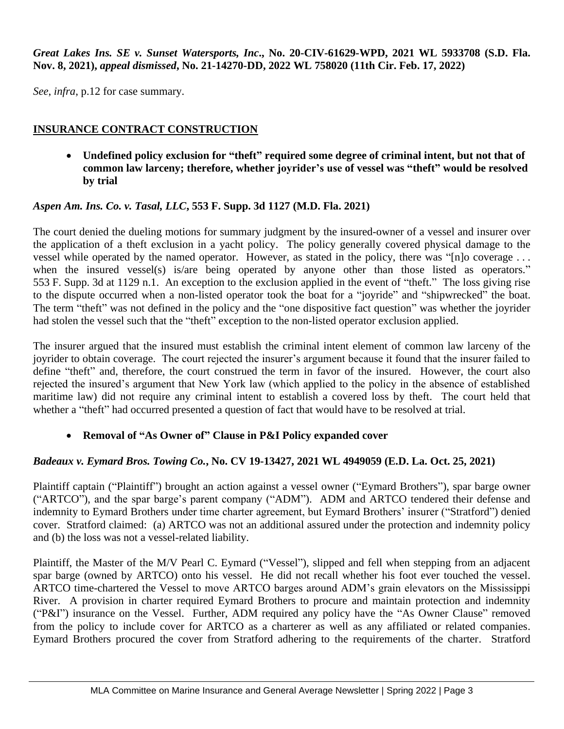***Great Lakes Ins. SE v. Sunset Watersports, Inc.*, No. 20-CIV-61629-WPD, 2021 WL 5933708 (S.D. Fla. Nov. 8, 2021), *appeal dismissed*, No. 21-14270-DD, 2022 WL 758020 (11th Cir. Feb. 17, 2022)**

*See*, *infra*, p.12 for case summary.

## INSURANCE CONTRACT CONSTRUCTION

- **Undefined policy exclusion for "theft" required some degree of criminal intent, but not that of common law larceny; therefore, whether joyrider's use of vessel was "theft" would be resolved by trial**

***Aspen Am. Ins. Co. v. Tasal, LLC*, 553 F. Supp. 3d 1127 (M.D. Fla. 2021)**

The court denied the dueling motions for summary judgment by the insured-owner of a vessel and insurer over the application of a theft exclusion in a yacht policy. The policy generally covered physical damage to the vessel while operated by the named operator. However, as stated in the policy, there was "[n]o coverage . . . when the insured vessel(s) is/are being operated by anyone other than those listed as operators." 553 F. Supp. 3d at 1129 n.1. An exception to the exclusion applied in the event of "theft." The loss giving rise to the dispute occurred when a non-listed operator took the boat for a "joyride" and "shipwrecked" the boat. The term "theft" was not defined in the policy and the "one dispositive fact question" was whether the joyrider had stolen the vessel such that the "theft" exception to the non-listed operator exclusion applied.

The insurer argued that the insured must establish the criminal intent element of common law larceny of the joyrider to obtain coverage. The court rejected the insurer's argument because it found that the insurer failed to define "theft" and, therefore, the court construed the term in favor of the insured. However, the court also rejected the insured's argument that New York law (which applied to the policy in the absence of established maritime law) did not require any criminal intent to establish a covered loss by theft. The court held that whether a "theft" had occurred presented a question of fact that would have to be resolved at trial.

- **Removal of "As Owner of" Clause in P&I Policy expanded cover**

***Badeaux v. Eymard Bros. Towing Co.*, No. CV 19-13427, 2021 WL 4949059 (E.D. La. Oct. 25, 2021)**

Plaintiff captain ("Plaintiff") brought an action against a vessel owner ("Eymard Brothers"), spar barge owner ("ARTCO"), and the spar barge's parent company ("ADM"). ADM and ARTCO tendered their defense and indemnity to Eymard Brothers under time charter agreement, but Eymard Brothers' insurer ("Stratford") denied cover. Stratford claimed: (a) ARTCO was not an additional assured under the protection and indemnity policy and (b) the loss was not a vessel-related liability.

Plaintiff, the Master of the M/V Pearl C. Eymard ("Vessel"), slipped and fell when stepping from an adjacent spar barge (owned by ARTCO) onto his vessel. He did not recall whether his foot ever touched the vessel. ARTCO time-chartered the Vessel to move ARTCO barges around ADM's grain elevators on the Mississippi River. A provision in charter required Eymard Brothers to procure and maintain protection and indemnity ("P&I") insurance on the Vessel. Further, ADM required any policy have the "As Owner Clause" removed from the policy to include cover for ARTCO as a charterer as well as any affiliated or related companies. Eymard Brothers procured the cover from Stratford adhering to the requirements of the charter. Stratford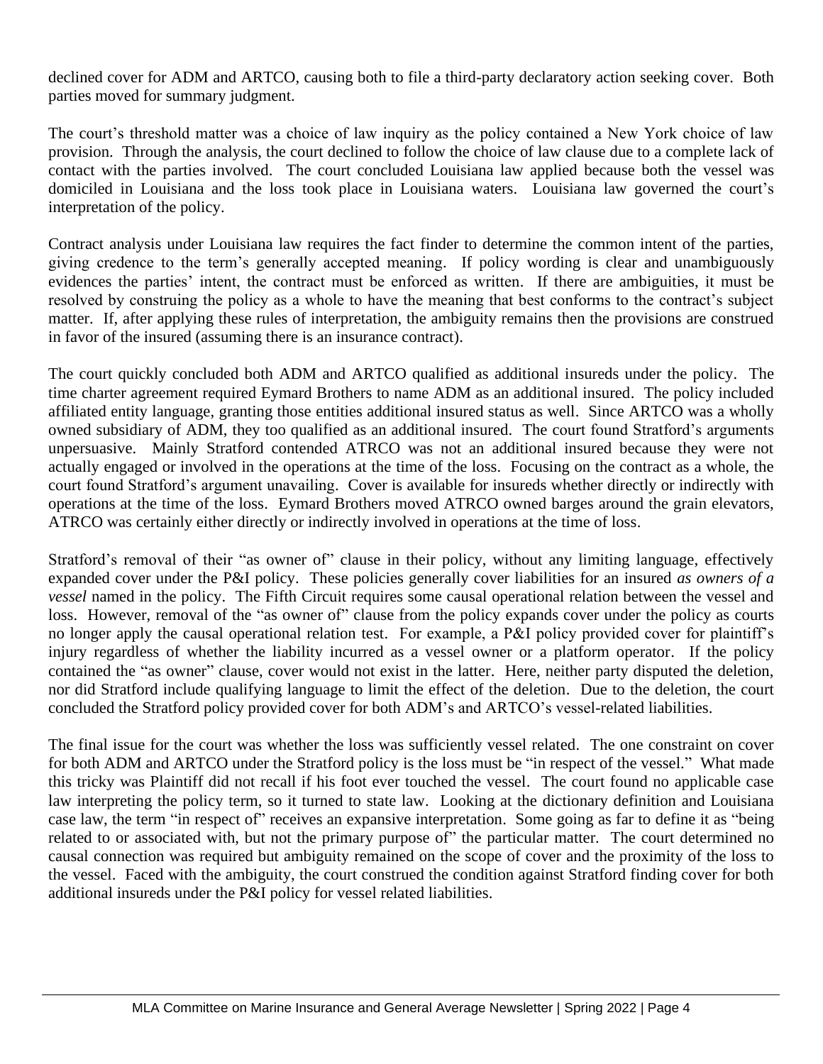declined cover for ADM and ARTCO, causing both to file a third-party declaratory action seeking cover. Both parties moved for summary judgment.

The court's threshold matter was a choice of law inquiry as the policy contained a New York choice of law provision. Through the analysis, the court declined to follow the choice of law clause due to a complete lack of contact with the parties involved. The court concluded Louisiana law applied because both the vessel was domiciled in Louisiana and the loss took place in Louisiana waters. Louisiana law governed the court's interpretation of the policy.

Contract analysis under Louisiana law requires the fact finder to determine the common intent of the parties, giving credence to the term's generally accepted meaning. If policy wording is clear and unambiguously evidences the parties' intent, the contract must be enforced as written. If there are ambiguities, it must be resolved by construing the policy as a whole to have the meaning that best conforms to the contract's subject matter. If, after applying these rules of interpretation, the ambiguity remains then the provisions are construed in favor of the insured (assuming there is an insurance contract).

The court quickly concluded both ADM and ARTCO qualified as additional insureds under the policy. The time charter agreement required Eymard Brothers to name ADM as an additional insured. The policy included affiliated entity language, granting those entities additional insured status as well. Since ARTCO was a wholly owned subsidiary of ADM, they too qualified as an additional insured. The court found Stratford's arguments unpersuasive. Mainly Stratford contended ATRCO was not an additional insured because they were not actually engaged or involved in the operations at the time of the loss. Focusing on the contract as a whole, the court found Stratford's argument unavailing. Cover is available for insureds whether directly or indirectly with operations at the time of the loss. Eymard Brothers moved ATRCO owned barges around the grain elevators, ATRCO was certainly either directly or indirectly involved in operations at the time of loss.

Stratford's removal of their "as owner of" clause in their policy, without any limiting language, effectively expanded cover under the P&I policy. These policies generally cover liabilities for an insured *as owners of a vessel* named in the policy. The Fifth Circuit requires some causal operational relation between the vessel and loss. However, removal of the "as owner of" clause from the policy expands cover under the policy as courts no longer apply the causal operational relation test. For example, a P&I policy provided cover for plaintiff's injury regardless of whether the liability incurred as a vessel owner or a platform operator. If the policy contained the "as owner" clause, cover would not exist in the latter. Here, neither party disputed the deletion, nor did Stratford include qualifying language to limit the effect of the deletion. Due to the deletion, the court concluded the Stratford policy provided cover for both ADM's and ARTCO's vessel-related liabilities.

The final issue for the court was whether the loss was sufficiently vessel related. The one constraint on cover for both ADM and ARTCO under the Stratford policy is the loss must be "in respect of the vessel." What made this tricky was Plaintiff did not recall if his foot ever touched the vessel. The court found no applicable case law interpreting the policy term, so it turned to state law. Looking at the dictionary definition and Louisiana case law, the term "in respect of" receives an expansive interpretation. Some going as far to define it as "being related to or associated with, but not the primary purpose of" the particular matter. The court determined no causal connection was required but ambiguity remained on the scope of cover and the proximity of the loss to the vessel. Faced with the ambiguity, the court construed the condition against Stratford finding cover for both additional insureds under the P&I policy for vessel related liabilities.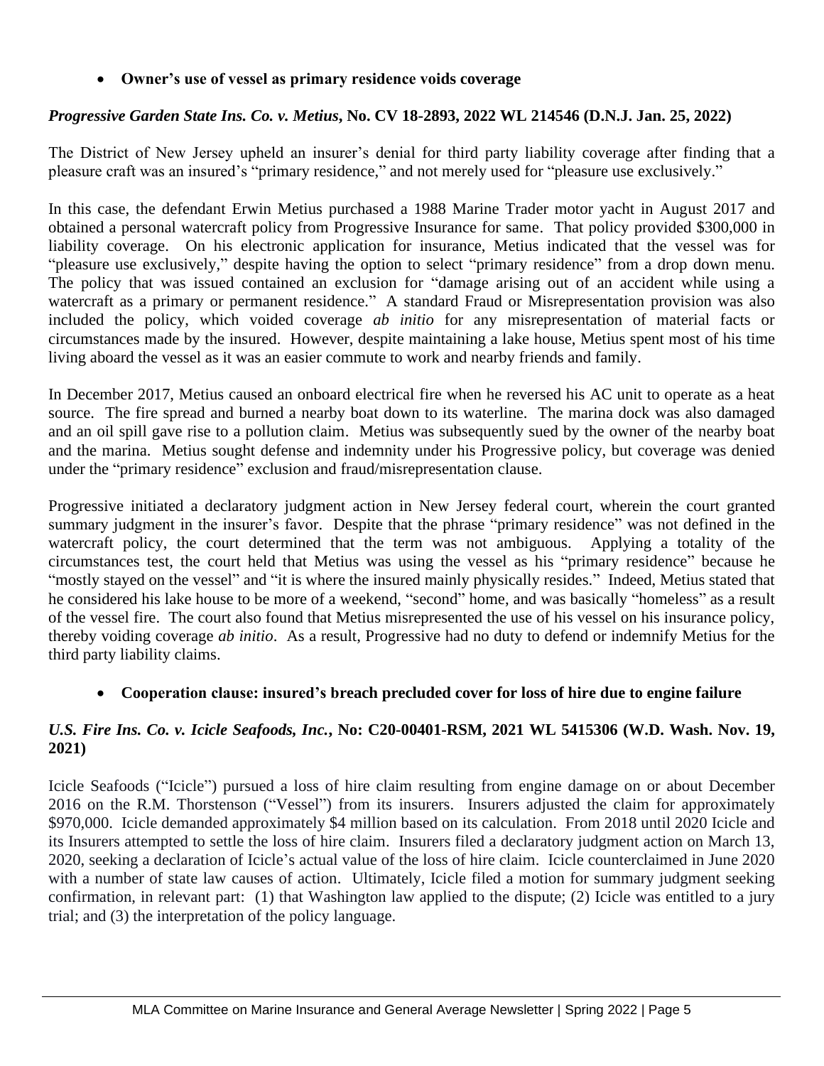- **Owner's use of vessel as primary residence voids coverage**

***Progressive Garden State Ins. Co. v. Metius*, No. CV 18-2893, 2022 WL 214546 (D.N.J. Jan. 25, 2022)**

The District of New Jersey upheld an insurer's denial for third party liability coverage after finding that a pleasure craft was an insured's "primary residence," and not merely used for "pleasure use exclusively."

In this case, the defendant Erwin Metius purchased a 1988 Marine Trader motor yacht in August 2017 and obtained a personal watercraft policy from Progressive Insurance for same. That policy provided $300,000 in liability coverage. On his electronic application for insurance, Metius indicated that the vessel was for "pleasure use exclusively," despite having the option to select "primary residence" from a drop down menu. The policy that was issued contained an exclusion for "damage arising out of an accident while using a watercraft as a primary or permanent residence." A standard Fraud or Misrepresentation provision was also included the policy, which voided coverage *ab initio* for any misrepresentation of material facts or circumstances made by the insured. However, despite maintaining a lake house, Metius spent most of his time living aboard the vessel as it was an easier commute to work and nearby friends and family.

In December 2017, Metius caused an onboard electrical fire when he reversed his AC unit to operate as a heat source. The fire spread and burned a nearby boat down to its waterline. The marina dock was also damaged and an oil spill gave rise to a pollution claim. Metius was subsequently sued by the owner of the nearby boat and the marina. Metius sought defense and indemnity under his Progressive policy, but coverage was denied under the "primary residence" exclusion and fraud/misrepresentation clause.

Progressive initiated a declaratory judgment action in New Jersey federal court, wherein the court granted summary judgment in the insurer's favor. Despite that the phrase "primary residence" was not defined in the watercraft policy, the court determined that the term was not ambiguous. Applying a totality of the circumstances test, the court held that Metius was using the vessel as his "primary residence" because he "mostly stayed on the vessel" and "it is where the insured mainly physically resides." Indeed, Metius stated that he considered his lake house to be more of a weekend, "second" home, and was basically "homeless" as a result of the vessel fire. The court also found that Metius misrepresented the use of his vessel on his insurance policy, thereby voiding coverage *ab initio*. As a result, Progressive had no duty to defend or indemnify Metius for the third party liability claims.

- **Cooperation clause: insured's breach precluded cover for loss of hire due to engine failure**

***U.S. Fire Ins. Co. v. Icicle Seafoods, Inc.*, No: C20-00401-RSM, 2021 WL 5415306 (W.D. Wash. Nov. 19, 2021)**

Icicle Seafoods ("Icicle") pursued a loss of hire claim resulting from engine damage on or about December 2016 on the R.M. Thorstenson ("Vessel") from its insurers. Insurers adjusted the claim for approximately $970,000. Icicle demanded approximately $4 million based on its calculation. From 2018 until 2020 Icicle and its Insurers attempted to settle the loss of hire claim. Insurers filed a declaratory judgment action on March 13, 2020, seeking a declaration of Icicle's actual value of the loss of hire claim. Icicle counterclaimed in June 2020 with a number of state law causes of action. Ultimately, Icicle filed a motion for summary judgment seeking confirmation, in relevant part: (1) that Washington law applied to the dispute; (2) Icicle was entitled to a jury trial; and (3) the interpretation of the policy language.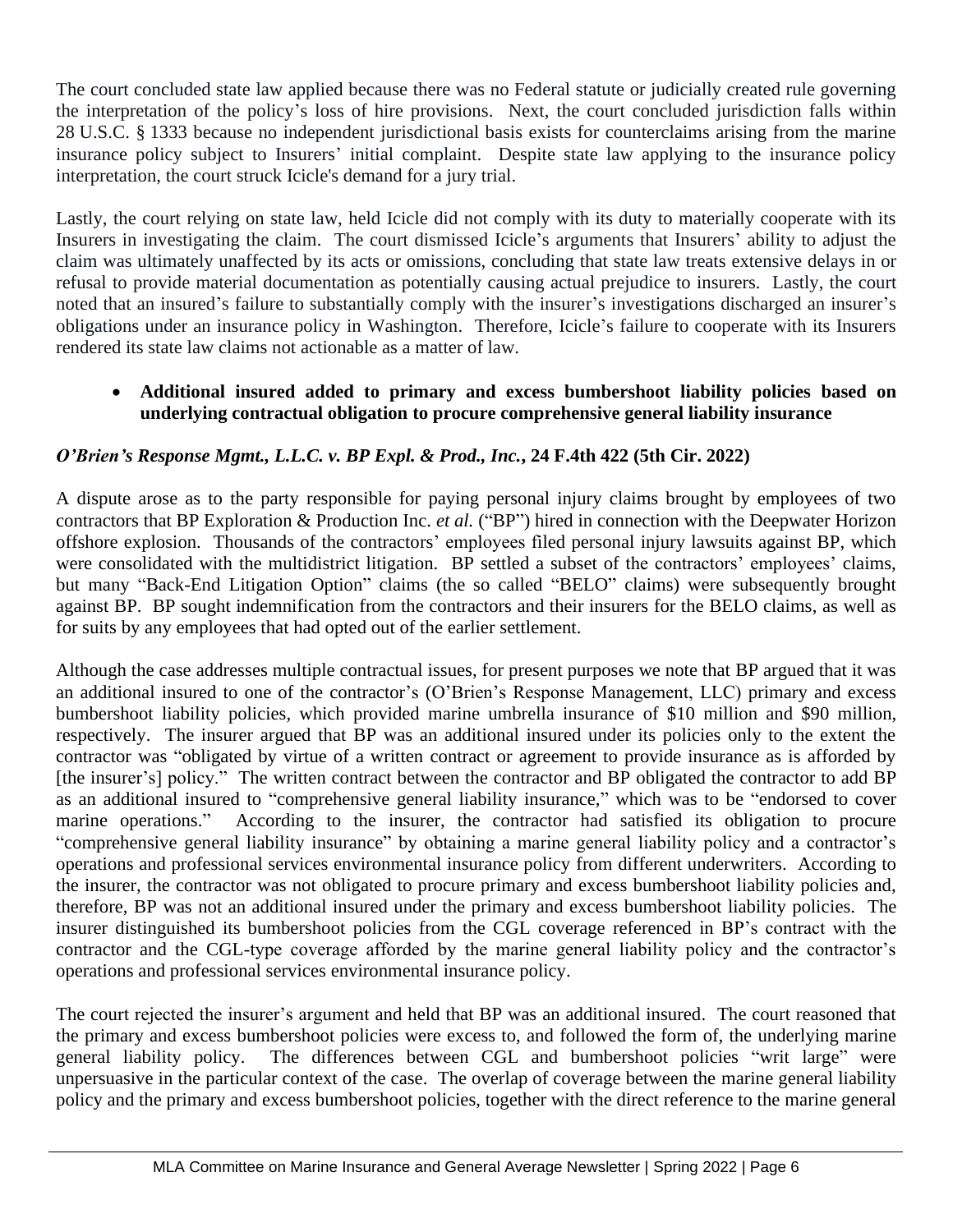The court concluded state law applied because there was no Federal statute or judicially created rule governing the interpretation of the policy's loss of hire provisions. Next, the court concluded jurisdiction falls within 28 U.S.C. § 1333 because no independent jurisdictional basis exists for counterclaims arising from the marine insurance policy subject to Insurers' initial complaint. Despite state law applying to the insurance policy interpretation, the court struck Icicle's demand for a jury trial.

Lastly, the court relying on state law, held Icicle did not comply with its duty to materially cooperate with its Insurers in investigating the claim. The court dismissed Icicle's arguments that Insurers' ability to adjust the claim was ultimately unaffected by its acts or omissions, concluding that state law treats extensive delays in or refusal to provide material documentation as potentially causing actual prejudice to insurers. Lastly, the court noted that an insured's failure to substantially comply with the insurer's investigations discharged an insurer's obligations under an insurance policy in Washington. Therefore, Icicle's failure to cooperate with its Insurers rendered its state law claims not actionable as a matter of law.

- **Additional insured added to primary and excess bumbershoot liability policies based on underlying contractual obligation to procure comprehensive general liability insurance**

***O'Brien's Response Mgmt., L.L.C. v. BP Expl. & Prod., Inc.*, 24 F.4th 422 (5th Cir. 2022)**

A dispute arose as to the party responsible for paying personal injury claims brought by employees of two contractors that BP Exploration & Production Inc. *et al.* ("BP") hired in connection with the Deepwater Horizon offshore explosion. Thousands of the contractors' employees filed personal injury lawsuits against BP, which were consolidated with the multidistrict litigation. BP settled a subset of the contractors' employees' claims, but many "Back-End Litigation Option" claims (the so called "BELO" claims) were subsequently brought against BP. BP sought indemnification from the contractors and their insurers for the BELO claims, as well as for suits by any employees that had opted out of the earlier settlement.

Although the case addresses multiple contractual issues, for present purposes we note that BP argued that it was an additional insured to one of the contractor's (O'Brien's Response Management, LLC) primary and excess bumbershoot liability policies, which provided marine umbrella insurance of $10 million and $90 million, respectively. The insurer argued that BP was an additional insured under its policies only to the extent the contractor was "obligated by virtue of a written contract or agreement to provide insurance as is afforded by [the insurer's] policy." The written contract between the contractor and BP obligated the contractor to add BP as an additional insured to "comprehensive general liability insurance," which was to be "endorsed to cover marine operations." According to the insurer, the contractor had satisfied its obligation to procure "comprehensive general liability insurance" by obtaining a marine general liability policy and a contractor's operations and professional services environmental insurance policy from different underwriters. According to the insurer, the contractor was not obligated to procure primary and excess bumbershoot liability policies and, therefore, BP was not an additional insured under the primary and excess bumbershoot liability policies. The insurer distinguished its bumbershoot policies from the CGL coverage referenced in BP's contract with the contractor and the CGL-type coverage afforded by the marine general liability policy and the contractor's operations and professional services environmental insurance policy.

The court rejected the insurer's argument and held that BP was an additional insured. The court reasoned that the primary and excess bumbershoot policies were excess to, and followed the form of, the underlying marine general liability policy. The differences between CGL and bumbershoot policies "writ large" were unpersuasive in the particular context of the case. The overlap of coverage between the marine general liability policy and the primary and excess bumbershoot policies, together with the direct reference to the marine general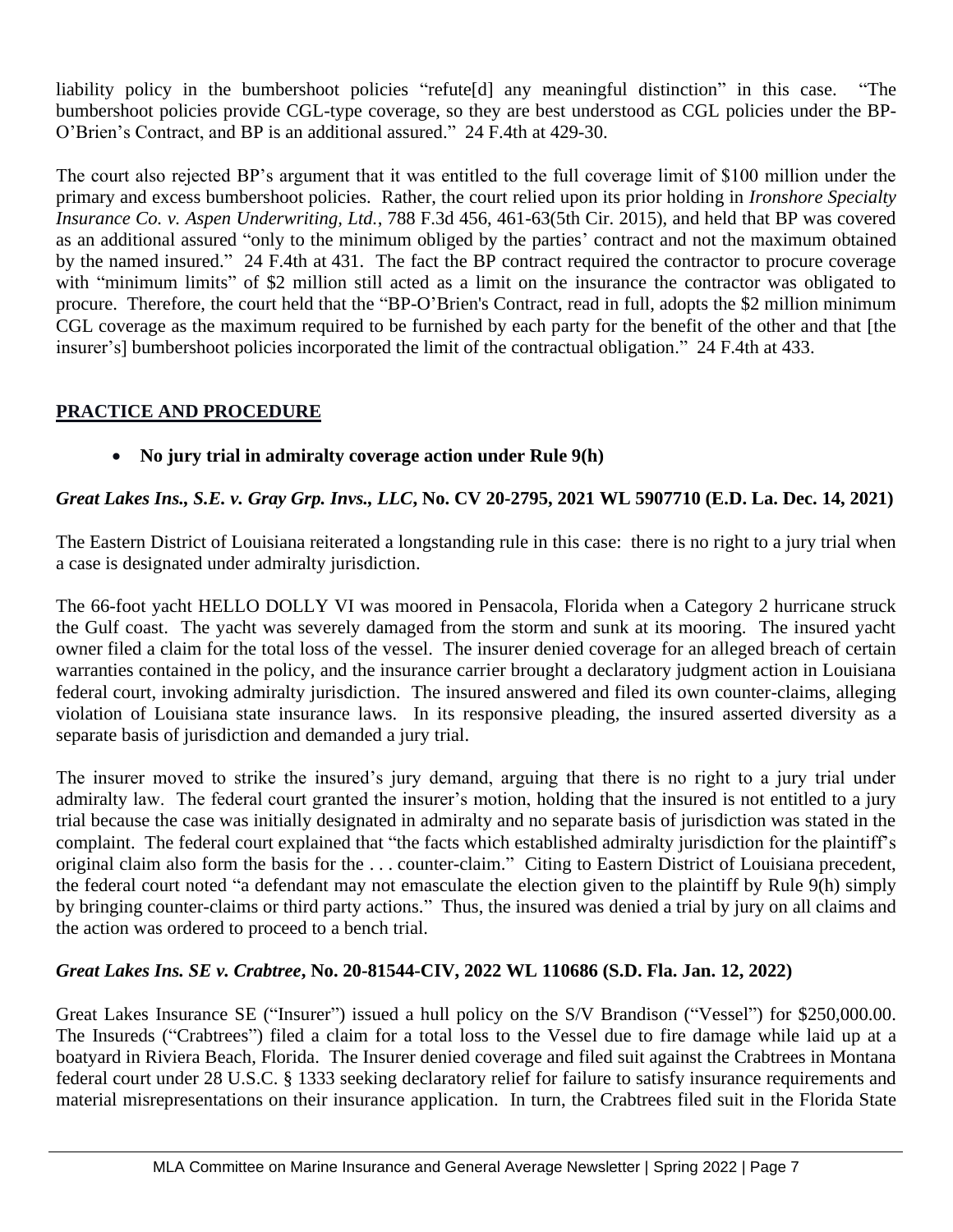liability policy in the bumbershoot policies "refute[d] any meaningful distinction" in this case. "The bumbershoot policies provide CGL-type coverage, so they are best understood as CGL policies under the BP-O'Brien's Contract, and BP is an additional assured." 24 F.4th at 429-30.

The court also rejected BP's argument that it was entitled to the full coverage limit of $100 million under the primary and excess bumbershoot policies. Rather, the court relied upon its prior holding in *Ironshore Specialty Insurance Co. v. Aspen Underwriting, Ltd.*, 788 F.3d 456, 461-63(5th Cir. 2015), and held that BP was covered as an additional assured "only to the minimum obliged by the parties' contract and not the maximum obtained by the named insured." 24 F.4th at 431. The fact the BP contract required the contractor to procure coverage with "minimum limits" of $2 million still acted as a limit on the insurance the contractor was obligated to procure. Therefore, the court held that the "BP-O'Brien's Contract, read in full, adopts the $2 million minimum CGL coverage as the maximum required to be furnished by each party for the benefit of the other and that [the insurer's] bumbershoot policies incorporated the limit of the contractual obligation." 24 F.4th at 433.

## PRACTICE AND PROCEDURE

- **No jury trial in admiralty coverage action under Rule 9(h)**

***Great Lakes Ins., S.E. v. Gray Grp. Invs., LLC*, No. CV 20-2795, 2021 WL 5907710 (E.D. La. Dec. 14, 2021)**

The Eastern District of Louisiana reiterated a longstanding rule in this case: there is no right to a jury trial when a case is designated under admiralty jurisdiction.

The 66-foot yacht HELLO DOLLY VI was moored in Pensacola, Florida when a Category 2 hurricane struck the Gulf coast. The yacht was severely damaged from the storm and sunk at its mooring. The insured yacht owner filed a claim for the total loss of the vessel. The insurer denied coverage for an alleged breach of certain warranties contained in the policy, and the insurance carrier brought a declaratory judgment action in Louisiana federal court, invoking admiralty jurisdiction. The insured answered and filed its own counter-claims, alleging violation of Louisiana state insurance laws. In its responsive pleading, the insured asserted diversity as a separate basis of jurisdiction and demanded a jury trial.

The insurer moved to strike the insured's jury demand, arguing that there is no right to a jury trial under admiralty law. The federal court granted the insurer's motion, holding that the insured is not entitled to a jury trial because the case was initially designated in admiralty and no separate basis of jurisdiction was stated in the complaint. The federal court explained that "the facts which established admiralty jurisdiction for the plaintiff's original claim also form the basis for the . . . counter-claim." Citing to Eastern District of Louisiana precedent, the federal court noted "a defendant may not emasculate the election given to the plaintiff by Rule 9(h) simply by bringing counter-claims or third party actions." Thus, the insured was denied a trial by jury on all claims and the action was ordered to proceed to a bench trial.

***Great Lakes Ins. SE v. Crabtree*, No. 20-81544-CIV, 2022 WL 110686 (S.D. Fla. Jan. 12, 2022)**

Great Lakes Insurance SE ("Insurer") issued a hull policy on the S/V Brandison ("Vessel") for $250,000.00. The Insureds ("Crabtrees") filed a claim for a total loss to the Vessel due to fire damage while laid up at a boatyard in Riviera Beach, Florida. The Insurer denied coverage and filed suit against the Crabtrees in Montana federal court under 28 U.S.C. § 1333 seeking declaratory relief for failure to satisfy insurance requirements and material misrepresentations on their insurance application. In turn, the Crabtrees filed suit in the Florida State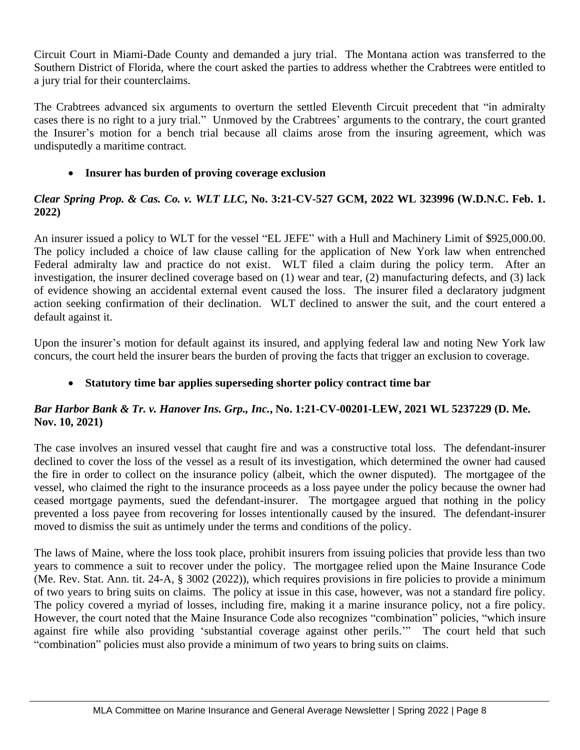Circuit Court in Miami-Dade County and demanded a jury trial. The Montana action was transferred to the Southern District of Florida, where the court asked the parties to address whether the Crabtrees were entitled to a jury trial for their counterclaims.

The Crabtrees advanced six arguments to overturn the settled Eleventh Circuit precedent that "in admiralty cases there is no right to a jury trial." Unmoved by the Crabtrees' arguments to the contrary, the court granted the Insurer's motion for a bench trial because all claims arose from the insuring agreement, which was undisputedly a maritime contract.

- **Insurer has burden of proving coverage exclusion**

***Clear Spring Prop. & Cas. Co. v. WLT LLC*, No. 3:21-CV-527 GCM, 2022 WL 323996 (W.D.N.C. Feb. 1. 2022)**

An insurer issued a policy to WLT for the vessel "EL JEFE" with a Hull and Machinery Limit of $925,000.00. The policy included a choice of law clause calling for the application of New York law when entrenched Federal admiralty law and practice do not exist. WLT filed a claim during the policy term. After an investigation, the insurer declined coverage based on (1) wear and tear, (2) manufacturing defects, and (3) lack of evidence showing an accidental external event caused the loss. The insurer filed a declaratory judgment action seeking confirmation of their declination. WLT declined to answer the suit, and the court entered a default against it.

Upon the insurer's motion for default against its insured, and applying federal law and noting New York law concurs, the court held the insurer bears the burden of proving the facts that trigger an exclusion to coverage.

- **Statutory time bar applies superseding shorter policy contract time bar**

***Bar Harbor Bank & Tr. v. Hanover Ins. Grp., Inc.*, No. 1:21-CV-00201-LEW, 2021 WL 5237229 (D. Me. Nov. 10, 2021)**

The case involves an insured vessel that caught fire and was a constructive total loss. The defendant-insurer declined to cover the loss of the vessel as a result of its investigation, which determined the owner had caused the fire in order to collect on the insurance policy (albeit, which the owner disputed). The mortgagee of the vessel, who claimed the right to the insurance proceeds as a loss payee under the policy because the owner had ceased mortgage payments, sued the defendant-insurer. The mortgagee argued that nothing in the policy prevented a loss payee from recovering for losses intentionally caused by the insured. The defendant-insurer moved to dismiss the suit as untimely under the terms and conditions of the policy.

The laws of Maine, where the loss took place, prohibit insurers from issuing policies that provide less than two years to commence a suit to recover under the policy. The mortgagee relied upon the Maine Insurance Code (Me. Rev. Stat. Ann. tit. 24-A, § 3002 (2022)), which requires provisions in fire policies to provide a minimum of two years to bring suits on claims. The policy at issue in this case, however, was not a standard fire policy. The policy covered a myriad of losses, including fire, making it a marine insurance policy, not a fire policy. However, the court noted that the Maine Insurance Code also recognizes "combination" policies, "which insure against fire while also providing 'substantial coverage against other perils.'" The court held that such "combination" policies must also provide a minimum of two years to bring suits on claims.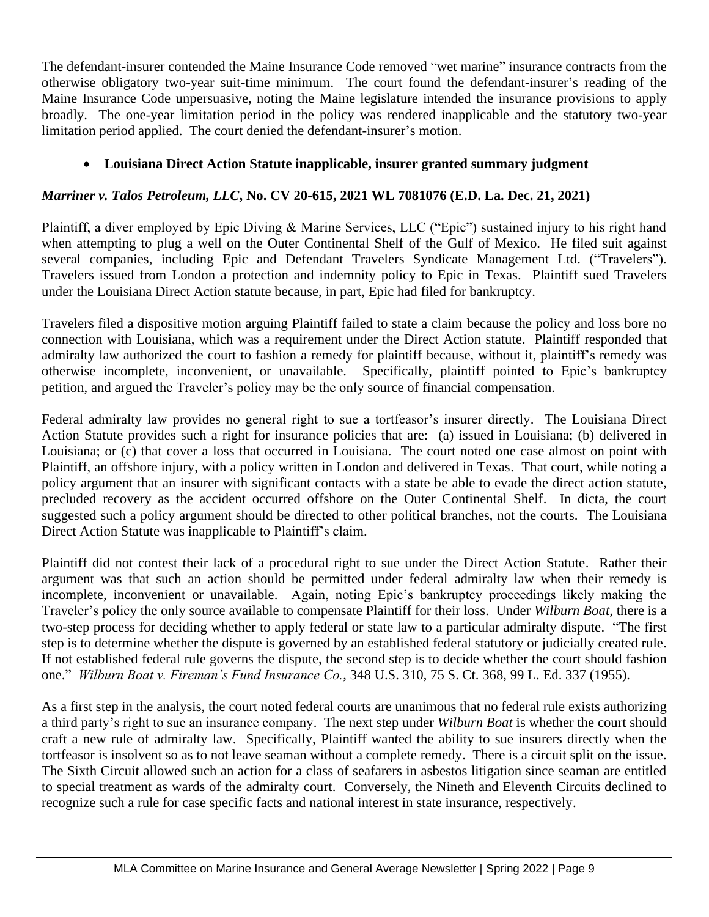The defendant-insurer contended the Maine Insurance Code removed "wet marine" insurance contracts from the otherwise obligatory two-year suit-time minimum. The court found the defendant-insurer's reading of the Maine Insurance Code unpersuasive, noting the Maine legislature intended the insurance provisions to apply broadly. The one-year limitation period in the policy was rendered inapplicable and the statutory two-year limitation period applied. The court denied the defendant-insurer's motion.

- **Louisiana Direct Action Statute inapplicable, insurer granted summary judgment**

***Marriner v. Talos Petroleum, LLC*, No. CV 20-615, 2021 WL 7081076 (E.D. La. Dec. 21, 2021)**

Plaintiff, a diver employed by Epic Diving & Marine Services, LLC ("Epic") sustained injury to his right hand when attempting to plug a well on the Outer Continental Shelf of the Gulf of Mexico. He filed suit against several companies, including Epic and Defendant Travelers Syndicate Management Ltd. ("Travelers"). Travelers issued from London a protection and indemnity policy to Epic in Texas. Plaintiff sued Travelers under the Louisiana Direct Action statute because, in part, Epic had filed for bankruptcy.

Travelers filed a dispositive motion arguing Plaintiff failed to state a claim because the policy and loss bore no connection with Louisiana, which was a requirement under the Direct Action statute. Plaintiff responded that admiralty law authorized the court to fashion a remedy for plaintiff because, without it, plaintiff's remedy was otherwise incomplete, inconvenient, or unavailable. Specifically, plaintiff pointed to Epic's bankruptcy petition, and argued the Traveler's policy may be the only source of financial compensation.

Federal admiralty law provides no general right to sue a tortfeasor's insurer directly. The Louisiana Direct Action Statute provides such a right for insurance policies that are: (a) issued in Louisiana; (b) delivered in Louisiana; or (c) that cover a loss that occurred in Louisiana. The court noted one case almost on point with Plaintiff, an offshore injury, with a policy written in London and delivered in Texas. That court, while noting a policy argument that an insurer with significant contacts with a state be able to evade the direct action statute, precluded recovery as the accident occurred offshore on the Outer Continental Shelf. In dicta, the court suggested such a policy argument should be directed to other political branches, not the courts. The Louisiana Direct Action Statute was inapplicable to Plaintiff's claim.

Plaintiff did not contest their lack of a procedural right to sue under the Direct Action Statute. Rather their argument was that such an action should be permitted under federal admiralty law when their remedy is incomplete, inconvenient or unavailable. Again, noting Epic's bankruptcy proceedings likely making the Traveler's policy the only source available to compensate Plaintiff for their loss. Under *Wilburn Boat*, there is a two-step process for deciding whether to apply federal or state law to a particular admiralty dispute. "The first step is to determine whether the dispute is governed by an established federal statutory or judicially created rule. If not established federal rule governs the dispute, the second step is to decide whether the court should fashion one." *Wilburn Boat v. Fireman's Fund Insurance Co.*, 348 U.S. 310, 75 S. Ct. 368, 99 L. Ed. 337 (1955).

As a first step in the analysis, the court noted federal courts are unanimous that no federal rule exists authorizing a third party's right to sue an insurance company. The next step under *Wilburn Boat* is whether the court should craft a new rule of admiralty law. Specifically, Plaintiff wanted the ability to sue insurers directly when the tortfeasor is insolvent so as to not leave seaman without a complete remedy. There is a circuit split on the issue. The Sixth Circuit allowed such an action for a class of seafarers in asbestos litigation since seaman are entitled to special treatment as wards of the admiralty court. Conversely, the Nineth and Eleventh Circuits declined to recognize such a rule for case specific facts and national interest in state insurance, respectively.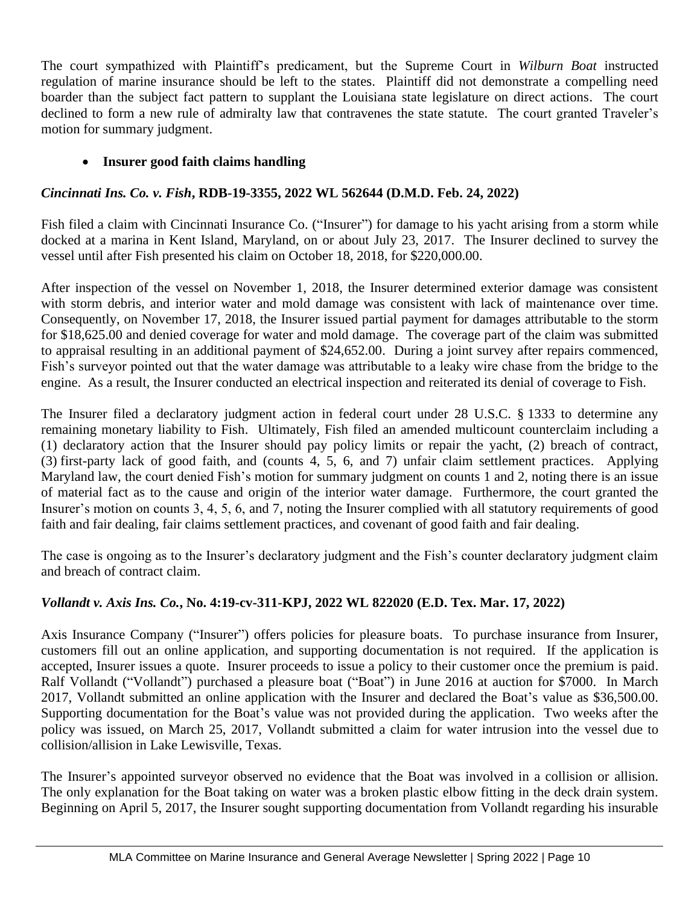The court sympathized with Plaintiff's predicament, but the Supreme Court in *Wilburn Boat* instructed regulation of marine insurance should be left to the states. Plaintiff did not demonstrate a compelling need boarder than the subject fact pattern to supplant the Louisiana state legislature on direct actions. The court declined to form a new rule of admiralty law that contravenes the state statute. The court granted Traveler's motion for summary judgment.

- **Insurer good faith claims handling**

### ***Cincinnati Ins. Co. v. Fish*, RDB-19-3355, 2022 WL 562644 (D.M.D. Feb. 24, 2022)**

Fish filed a claim with Cincinnati Insurance Co. ("Insurer") for damage to his yacht arising from a storm while docked at a marina in Kent Island, Maryland, on or about July 23, 2017. The Insurer declined to survey the vessel until after Fish presented his claim on October 18, 2018, for $220,000.00.

After inspection of the vessel on November 1, 2018, the Insurer determined exterior damage was consistent with storm debris, and interior water and mold damage was consistent with lack of maintenance over time. Consequently, on November 17, 2018, the Insurer issued partial payment for damages attributable to the storm for $18,625.00 and denied coverage for water and mold damage. The coverage part of the claim was submitted to appraisal resulting in an additional payment of $24,652.00. During a joint survey after repairs commenced, Fish's surveyor pointed out that the water damage was attributable to a leaky wire chase from the bridge to the engine. As a result, the Insurer conducted an electrical inspection and reiterated its denial of coverage to Fish.

The Insurer filed a declaratory judgment action in federal court under 28 U.S.C. § 1333 to determine any remaining monetary liability to Fish. Ultimately, Fish filed an amended multicount counterclaim including a (1) declaratory action that the Insurer should pay policy limits or repair the yacht, (2) breach of contract, (3) first-party lack of good faith, and (counts 4, 5, 6, and 7) unfair claim settlement practices. Applying Maryland law, the court denied Fish's motion for summary judgment on counts 1 and 2, noting there is an issue of material fact as to the cause and origin of the interior water damage. Furthermore, the court granted the Insurer's motion on counts 3, 4, 5, 6, and 7, noting the Insurer complied with all statutory requirements of good faith and fair dealing, fair claims settlement practices, and covenant of good faith and fair dealing.

The case is ongoing as to the Insurer's declaratory judgment and the Fish's counter declaratory judgment claim and breach of contract claim.

### ***Vollandt v. Axis Ins. Co.*, No. 4:19-cv-311-KPJ, 2022 WL 822020 (E.D. Tex. Mar. 17, 2022)**

Axis Insurance Company ("Insurer") offers policies for pleasure boats. To purchase insurance from Insurer, customers fill out an online application, and supporting documentation is not required. If the application is accepted, Insurer issues a quote. Insurer proceeds to issue a policy to their customer once the premium is paid. Ralf Vollandt ("Vollandt") purchased a pleasure boat ("Boat") in June 2016 at auction for $7000. In March 2017, Vollandt submitted an online application with the Insurer and declared the Boat's value as $36,500.00. Supporting documentation for the Boat's value was not provided during the application. Two weeks after the policy was issued, on March 25, 2017, Vollandt submitted a claim for water intrusion into the vessel due to collision/allision in Lake Lewisville, Texas.

The Insurer's appointed surveyor observed no evidence that the Boat was involved in a collision or allision. The only explanation for the Boat taking on water was a broken plastic elbow fitting in the deck drain system. Beginning on April 5, 2017, the Insurer sought supporting documentation from Vollandt regarding his insurable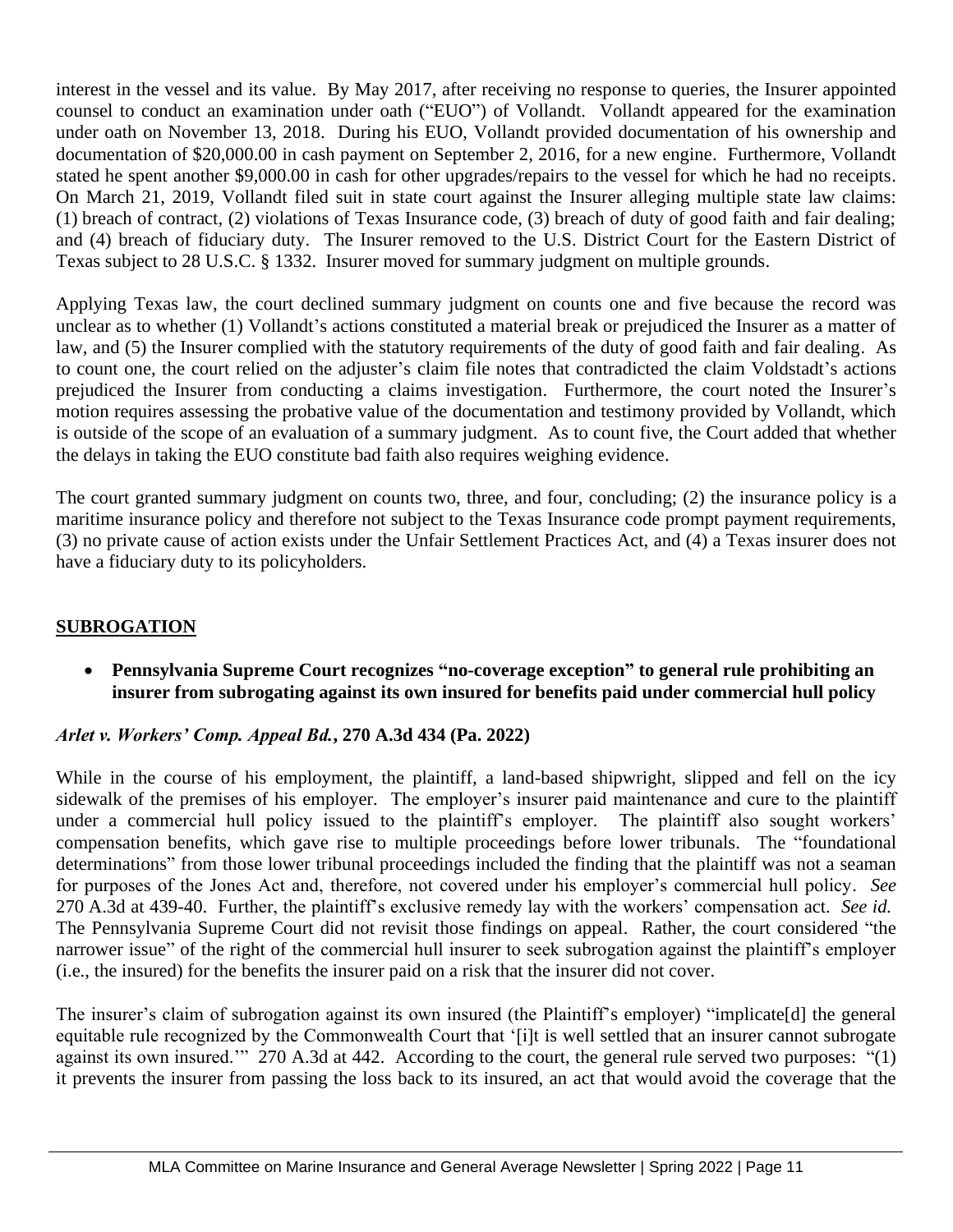interest in the vessel and its value. By May 2017, after receiving no response to queries, the Insurer appointed counsel to conduct an examination under oath ("EUO") of Vollandt. Vollandt appeared for the examination under oath on November 13, 2018. During his EUO, Vollandt provided documentation of his ownership and documentation of $20,000.00 in cash payment on September 2, 2016, for a new engine. Furthermore, Vollandt stated he spent another $9,000.00 in cash for other upgrades/repairs to the vessel for which he had no receipts. On March 21, 2019, Vollandt filed suit in state court against the Insurer alleging multiple state law claims: (1) breach of contract, (2) violations of Texas Insurance code, (3) breach of duty of good faith and fair dealing; and (4) breach of fiduciary duty. The Insurer removed to the U.S. District Court for the Eastern District of Texas subject to 28 U.S.C. § 1332. Insurer moved for summary judgment on multiple grounds.

Applying Texas law, the court declined summary judgment on counts one and five because the record was unclear as to whether (1) Vollandt's actions constituted a material break or prejudiced the Insurer as a matter of law, and (5) the Insurer complied with the statutory requirements of the duty of good faith and fair dealing. As to count one, the court relied on the adjuster's claim file notes that contradicted the claim Voldstadt's actions prejudiced the Insurer from conducting a claims investigation. Furthermore, the court noted the Insurer's motion requires assessing the probative value of the documentation and testimony provided by Vollandt, which is outside of the scope of an evaluation of a summary judgment. As to count five, the Court added that whether the delays in taking the EUO constitute bad faith also requires weighing evidence.

The court granted summary judgment on counts two, three, and four, concluding; (2) the insurance policy is a maritime insurance policy and therefore not subject to the Texas Insurance code prompt payment requirements, (3) no private cause of action exists under the Unfair Settlement Practices Act, and (4) a Texas insurer does not have a fiduciary duty to its policyholders.

## SUBROGATION

- **Pennsylvania Supreme Court recognizes "no-coverage exception" to general rule prohibiting an insurer from subrogating against its own insured for benefits paid under commercial hull policy**

### *Arlet v. Workers' Comp. Appeal Bd.*, 270 A.3d 434 (Pa. 2022)

While in the course of his employment, the plaintiff, a land-based shipwright, slipped and fell on the icy sidewalk of the premises of his employer. The employer's insurer paid maintenance and cure to the plaintiff under a commercial hull policy issued to the plaintiff's employer. The plaintiff also sought workers' compensation benefits, which gave rise to multiple proceedings before lower tribunals. The "foundational determinations" from those lower tribunal proceedings included the finding that the plaintiff was not a seaman for purposes of the Jones Act and, therefore, not covered under his employer's commercial hull policy. *See* 270 A.3d at 439-40. Further, the plaintiff's exclusive remedy lay with the workers' compensation act. *See id.* The Pennsylvania Supreme Court did not revisit those findings on appeal. Rather, the court considered "the narrower issue" of the right of the commercial hull insurer to seek subrogation against the plaintiff's employer (i.e., the insured) for the benefits the insurer paid on a risk that the insurer did not cover.

The insurer's claim of subrogation against its own insured (the Plaintiff's employer) "implicate[d] the general equitable rule recognized by the Commonwealth Court that '[i]t is well settled that an insurer cannot subrogate against its own insured.'" 270 A.3d at 442. According to the court, the general rule served two purposes: "(1) it prevents the insurer from passing the loss back to its insured, an act that would avoid the coverage that the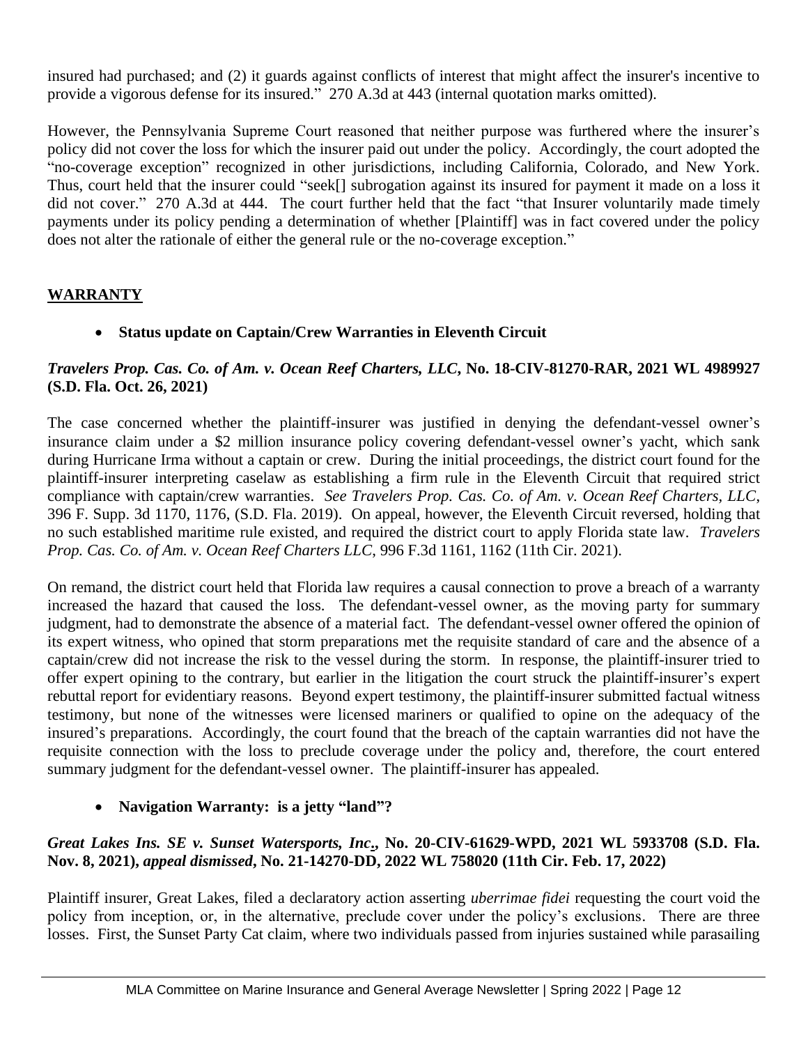insured had purchased; and (2) it guards against conflicts of interest that might affect the insurer's incentive to provide a vigorous defense for its insured." 270 A.3d at 443 (internal quotation marks omitted).

However, the Pennsylvania Supreme Court reasoned that neither purpose was furthered where the insurer's policy did not cover the loss for which the insurer paid out under the policy. Accordingly, the court adopted the "no-coverage exception" recognized in other jurisdictions, including California, Colorado, and New York. Thus, court held that the insurer could "seek[] subrogation against its insured for payment it made on a loss it did not cover." 270 A.3d at 444. The court further held that the fact "that Insurer voluntarily made timely payments under its policy pending a determination of whether [Plaintiff] was in fact covered under the policy does not alter the rationale of either the general rule or the no-coverage exception."

## WARRANTY

- **Status update on Captain/Crew Warranties in Eleventh Circuit**

***Travelers Prop. Cas. Co. of Am. v. Ocean Reef Charters, LLC*, No. 18-CIV-81270-RAR, 2021 WL 4989927 (S.D. Fla. Oct. 26, 2021)**

The case concerned whether the plaintiff-insurer was justified in denying the defendant-vessel owner's insurance claim under a $2 million insurance policy covering defendant-vessel owner's yacht, which sank during Hurricane Irma without a captain or crew. During the initial proceedings, the district court found for the plaintiff-insurer interpreting caselaw as establishing a firm rule in the Eleventh Circuit that required strict compliance with captain/crew warranties. *See Travelers Prop. Cas. Co. of Am. v. Ocean Reef Charters, LLC*, 396 F. Supp. 3d 1170, 1176, (S.D. Fla. 2019). On appeal, however, the Eleventh Circuit reversed, holding that no such established maritime rule existed, and required the district court to apply Florida state law. *Travelers Prop. Cas. Co. of Am. v. Ocean Reef Charters LLC*, 996 F.3d 1161, 1162 (11th Cir. 2021).

On remand, the district court held that Florida law requires a causal connection to prove a breach of a warranty increased the hazard that caused the loss. The defendant-vessel owner, as the moving party for summary judgment, had to demonstrate the absence of a material fact. The defendant-vessel owner offered the opinion of its expert witness, who opined that storm preparations met the requisite standard of care and the absence of a captain/crew did not increase the risk to the vessel during the storm. In response, the plaintiff-insurer tried to offer expert opining to the contrary, but earlier in the litigation the court struck the plaintiff-insurer's expert rebuttal report for evidentiary reasons. Beyond expert testimony, the plaintiff-insurer submitted factual witness testimony, but none of the witnesses were licensed mariners or qualified to opine on the adequacy of the insured's preparations. Accordingly, the court found that the breach of the captain warranties did not have the requisite connection with the loss to preclude coverage under the policy and, therefore, the court entered summary judgment for the defendant-vessel owner. The plaintiff-insurer has appealed.

- **Navigation Warranty: is a jetty "land"?**

***Great Lakes Ins. SE v. Sunset Watersports, Inc.*, No. 20-CIV-61629-WPD, 2021 WL 5933708 (S.D. Fla. Nov. 8, 2021), *appeal dismissed*, No. 21-14270-DD, 2022 WL 758020 (11th Cir. Feb. 17, 2022)**

Plaintiff insurer, Great Lakes, filed a declaratory action asserting *uberrimae fidei* requesting the court void the policy from inception, or, in the alternative, preclude cover under the policy's exclusions. There are three losses. First, the Sunset Party Cat claim, where two individuals passed from injuries sustained while parasailing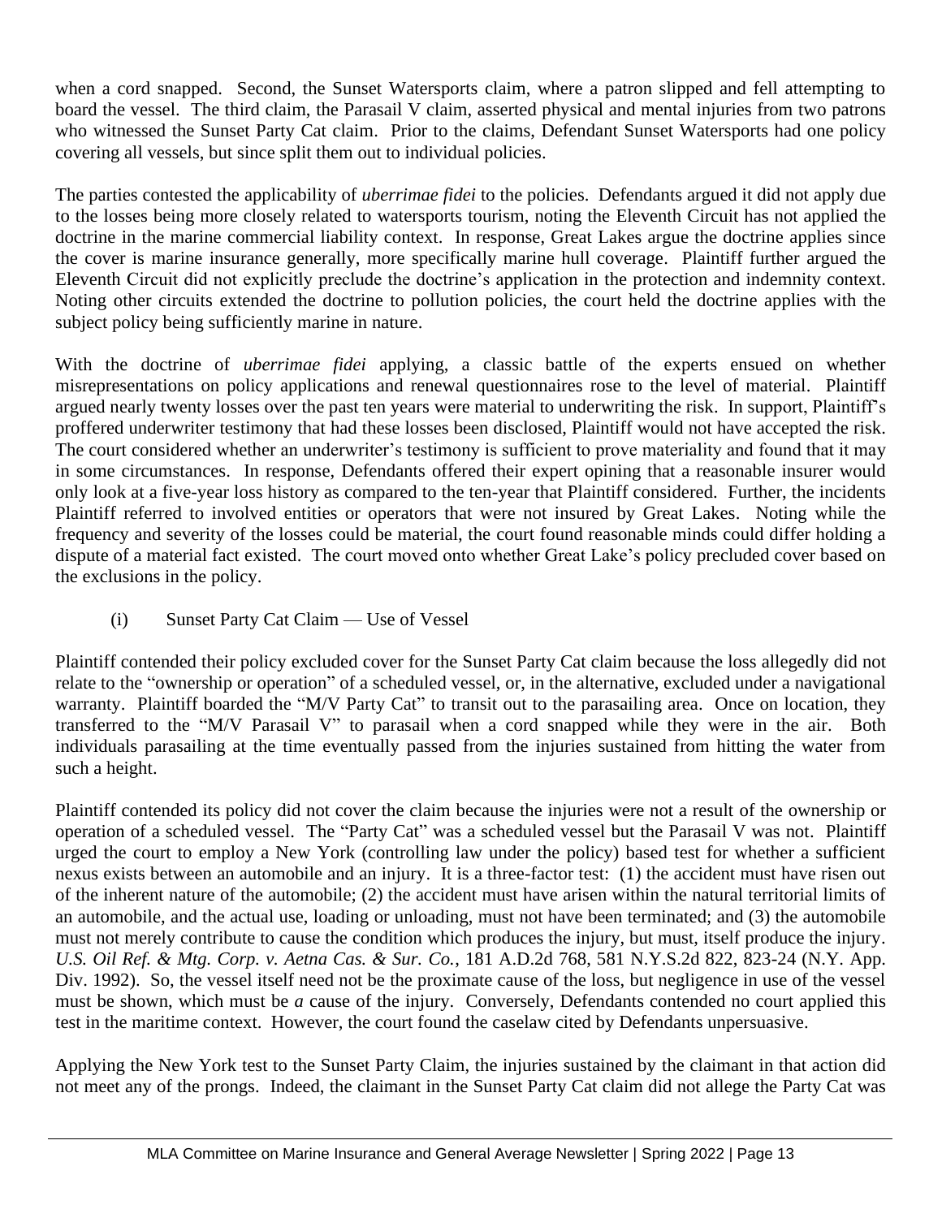when a cord snapped. Second, the Sunset Watersports claim, where a patron slipped and fell attempting to board the vessel. The third claim, the Parasail V claim, asserted physical and mental injuries from two patrons who witnessed the Sunset Party Cat claim. Prior to the claims, Defendant Sunset Watersports had one policy covering all vessels, but since split them out to individual policies.

The parties contested the applicability of *uberrimae fidei* to the policies. Defendants argued it did not apply due to the losses being more closely related to watersports tourism, noting the Eleventh Circuit has not applied the doctrine in the marine commercial liability context. In response, Great Lakes argue the doctrine applies since the cover is marine insurance generally, more specifically marine hull coverage. Plaintiff further argued the Eleventh Circuit did not explicitly preclude the doctrine's application in the protection and indemnity context. Noting other circuits extended the doctrine to pollution policies, the court held the doctrine applies with the subject policy being sufficiently marine in nature.

With the doctrine of *uberrimae fidei* applying, a classic battle of the experts ensued on whether misrepresentations on policy applications and renewal questionnaires rose to the level of material. Plaintiff argued nearly twenty losses over the past ten years were material to underwriting the risk. In support, Plaintiff's proffered underwriter testimony that had these losses been disclosed, Plaintiff would not have accepted the risk. The court considered whether an underwriter's testimony is sufficient to prove materiality and found that it may in some circumstances. In response, Defendants offered their expert opining that a reasonable insurer would only look at a five-year loss history as compared to the ten-year that Plaintiff considered. Further, the incidents Plaintiff referred to involved entities or operators that were not insured by Great Lakes. Noting while the frequency and severity of the losses could be material, the court found reasonable minds could differ holding a dispute of a material fact existed. The court moved onto whether Great Lake's policy precluded cover based on the exclusions in the policy.

(i) Sunset Party Cat Claim — Use of Vessel

Plaintiff contended their policy excluded cover for the Sunset Party Cat claim because the loss allegedly did not relate to the "ownership or operation" of a scheduled vessel, or, in the alternative, excluded under a navigational warranty. Plaintiff boarded the "M/V Party Cat" to transit out to the parasailing area. Once on location, they transferred to the "M/V Parasail V" to parasail when a cord snapped while they were in the air. Both individuals parasailing at the time eventually passed from the injuries sustained from hitting the water from such a height.

Plaintiff contended its policy did not cover the claim because the injuries were not a result of the ownership or operation of a scheduled vessel. The "Party Cat" was a scheduled vessel but the Parasail V was not. Plaintiff urged the court to employ a New York (controlling law under the policy) based test for whether a sufficient nexus exists between an automobile and an injury. It is a three-factor test: (1) the accident must have risen out of the inherent nature of the automobile; (2) the accident must have arisen within the natural territorial limits of an automobile, and the actual use, loading or unloading, must not have been terminated; and (3) the automobile must not merely contribute to cause the condition which produces the injury, but must, itself produce the injury. *U.S. Oil Ref. & Mtg. Corp. v. Aetna Cas. & Sur. Co.*, 181 A.D.2d 768, 581 N.Y.S.2d 822, 823-24 (N.Y. App. Div. 1992). So, the vessel itself need not be the proximate cause of the loss, but negligence in use of the vessel must be shown, which must be *a* cause of the injury. Conversely, Defendants contended no court applied this test in the maritime context. However, the court found the caselaw cited by Defendants unpersuasive.

Applying the New York test to the Sunset Party Claim, the injuries sustained by the claimant in that action did not meet any of the prongs. Indeed, the claimant in the Sunset Party Cat claim did not allege the Party Cat was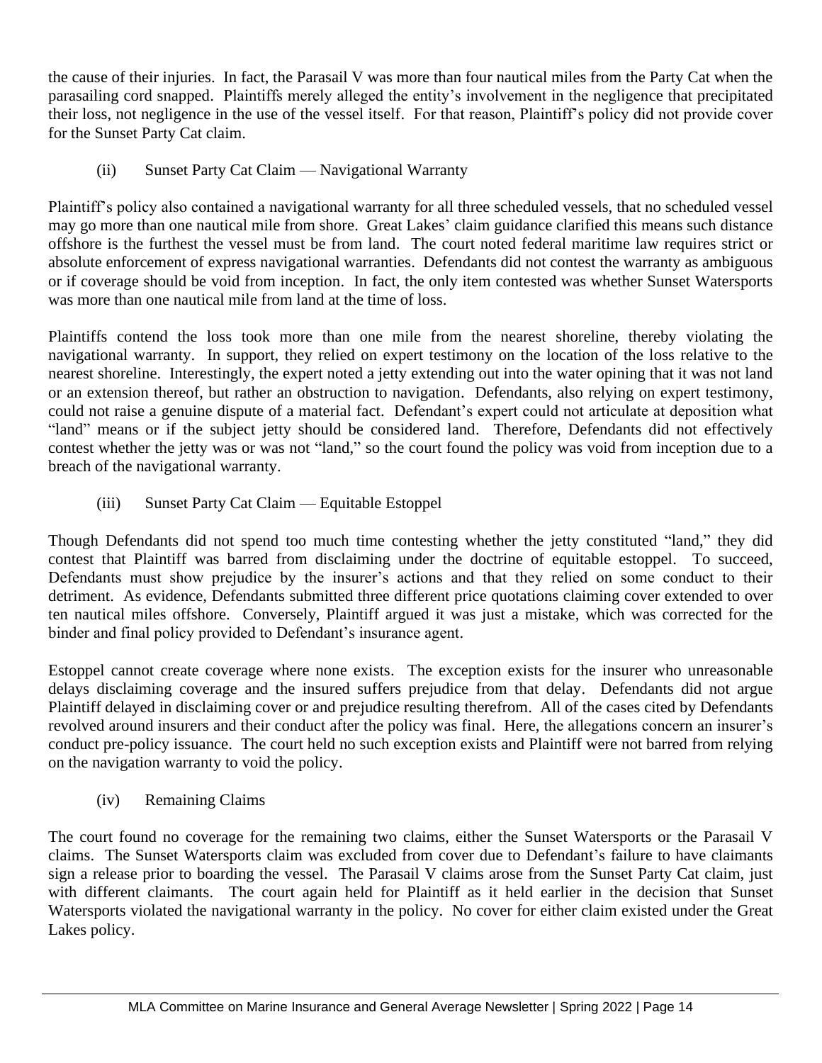the cause of their injuries. In fact, the Parasail V was more than four nautical miles from the Party Cat when the parasailing cord snapped. Plaintiffs merely alleged the entity's involvement in the negligence that precipitated their loss, not negligence in the use of the vessel itself. For that reason, Plaintiff's policy did not provide cover for the Sunset Party Cat claim.

(ii) Sunset Party Cat Claim — Navigational Warranty

Plaintiff's policy also contained a navigational warranty for all three scheduled vessels, that no scheduled vessel may go more than one nautical mile from shore. Great Lakes' claim guidance clarified this means such distance offshore is the furthest the vessel must be from land. The court noted federal maritime law requires strict or absolute enforcement of express navigational warranties. Defendants did not contest the warranty as ambiguous or if coverage should be void from inception. In fact, the only item contested was whether Sunset Watersports was more than one nautical mile from land at the time of loss.

Plaintiffs contend the loss took more than one mile from the nearest shoreline, thereby violating the navigational warranty. In support, they relied on expert testimony on the location of the loss relative to the nearest shoreline. Interestingly, the expert noted a jetty extending out into the water opining that it was not land or an extension thereof, but rather an obstruction to navigation. Defendants, also relying on expert testimony, could not raise a genuine dispute of a material fact. Defendant's expert could not articulate at deposition what "land" means or if the subject jetty should be considered land. Therefore, Defendants did not effectively contest whether the jetty was or was not "land," so the court found the policy was void from inception due to a breach of the navigational warranty.

(iii) Sunset Party Cat Claim — Equitable Estoppel

Though Defendants did not spend too much time contesting whether the jetty constituted "land," they did contest that Plaintiff was barred from disclaiming under the doctrine of equitable estoppel. To succeed, Defendants must show prejudice by the insurer's actions and that they relied on some conduct to their detriment. As evidence, Defendants submitted three different price quotations claiming cover extended to over ten nautical miles offshore. Conversely, Plaintiff argued it was just a mistake, which was corrected for the binder and final policy provided to Defendant's insurance agent.

Estoppel cannot create coverage where none exists. The exception exists for the insurer who unreasonable delays disclaiming coverage and the insured suffers prejudice from that delay. Defendants did not argue Plaintiff delayed in disclaiming cover or and prejudice resulting therefrom. All of the cases cited by Defendants revolved around insurers and their conduct after the policy was final. Here, the allegations concern an insurer's conduct pre-policy issuance. The court held no such exception exists and Plaintiff were not barred from relying on the navigation warranty to void the policy.

(iv) Remaining Claims

The court found no coverage for the remaining two claims, either the Sunset Watersports or the Parasail V claims. The Sunset Watersports claim was excluded from cover due to Defendant's failure to have claimants sign a release prior to boarding the vessel. The Parasail V claims arose from the Sunset Party Cat claim, just with different claimants. The court again held for Plaintiff as it held earlier in the decision that Sunset Watersports violated the navigational warranty in the policy. No cover for either claim existed under the Great Lakes policy.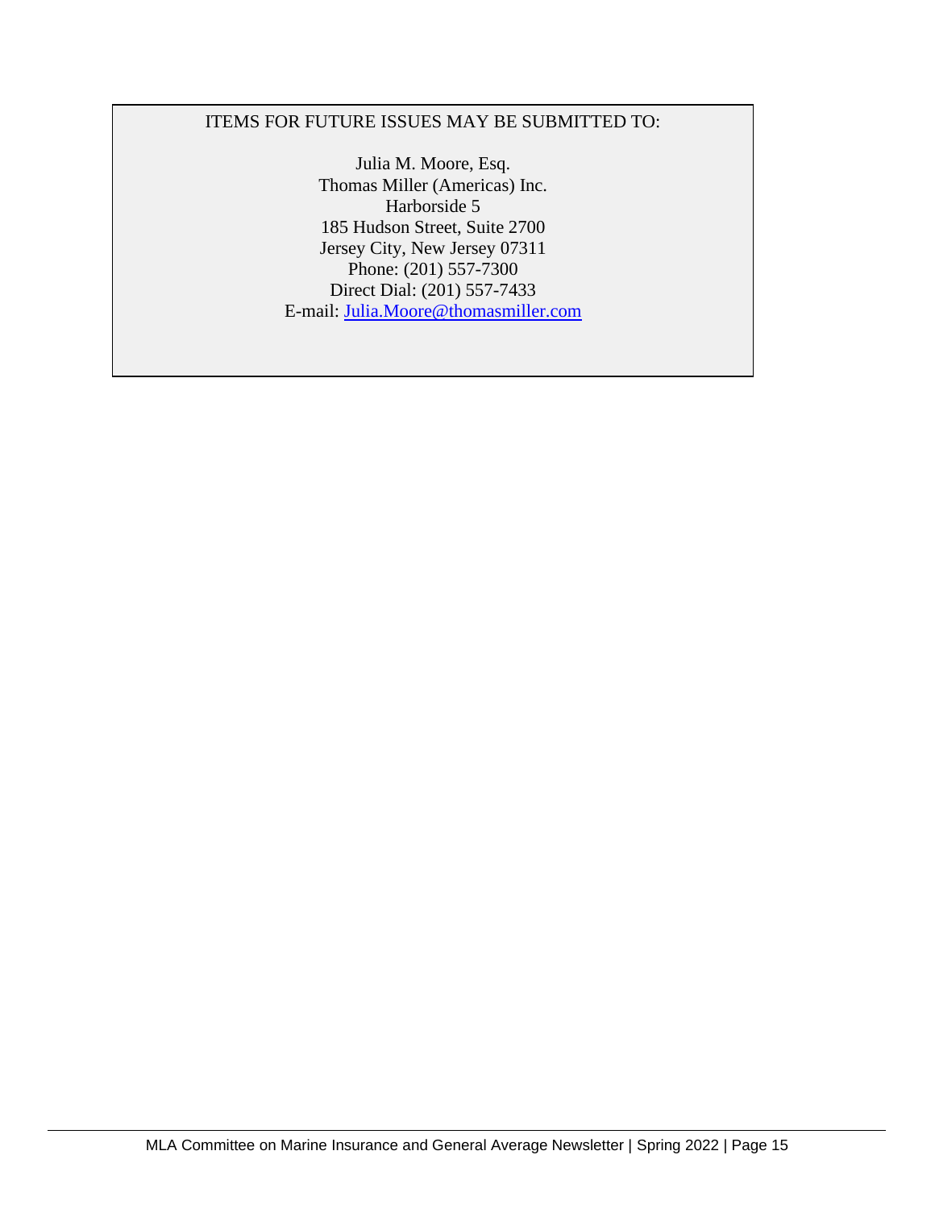ITEMS FOR FUTURE ISSUES MAY BE SUBMITTED TO:

Julia M. Moore, Esq.
Thomas Miller (Americas) Inc.
Harborside 5
185 Hudson Street, Suite 2700
Jersey City, New Jersey 07311
Phone: (201) 557-7300
Direct Dial: (201) 557-7433
E-mail: Julia.Moore@thomasmiller.com